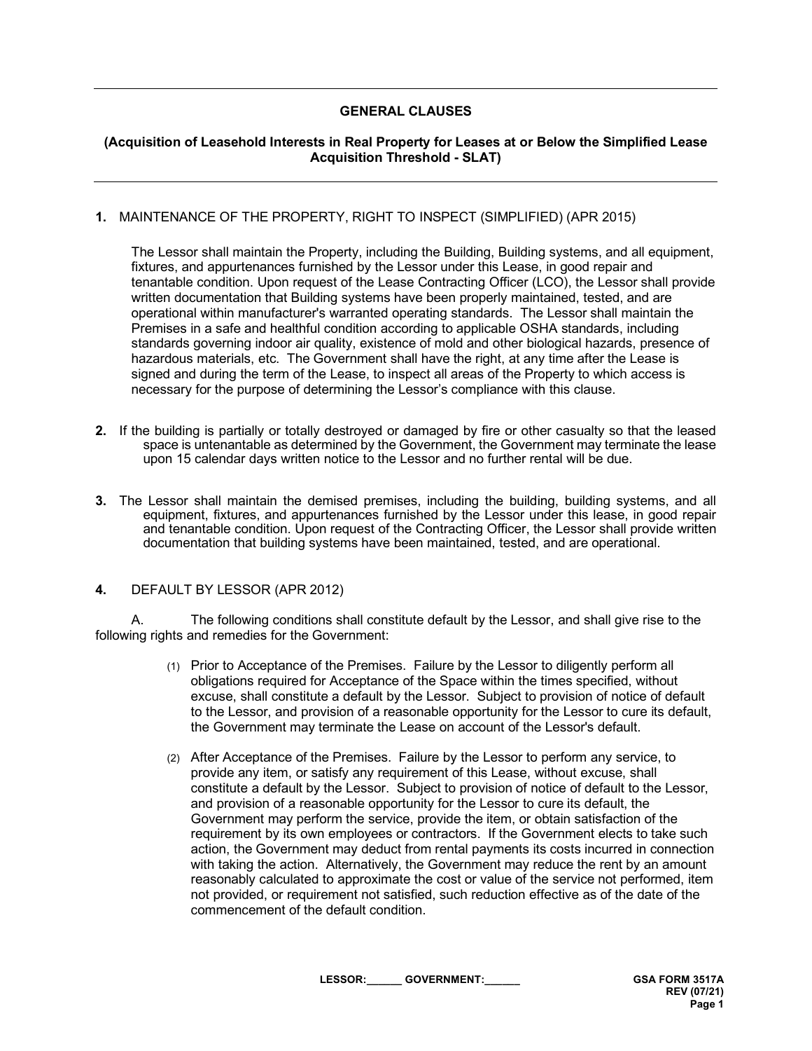## GENERAL CLAUSES

### (Acquisition of Leasehold Interests in Real Property for Leases at or Below the Simplified Lease Acquisition Threshold - SLAT)

**1.** MAINTENANCE OF THE PROPERTY, RIGHT TO INSPECT (SIMPLIFIED) (APR 2015)

The Lessor shall maintain the Property, including the Building, Building systems, and all equipment, fixtures, and appurtenances furnished by the Lessor under this Lease, in good repair and tenantable condition. Upon request of the Lease Contracting Officer (LCO), the Lessor shall provide written documentation that Building systems have been properly maintained, tested, and are operational within manufacturer's warranted operating standards. The Lessor shall maintain the Premises in a safe and healthful condition according to applicable OSHA standards, including standards governing indoor air quality, existence of mold and other biological hazards, presence of hazardous materials, etc. The Government shall have the right, at any time after the Lease is signed and during the term of the Lease, to inspect all areas of the Property to which access is necessary for the purpose of determining the Lessor's compliance with this clause.

**2.** If the building is partially or totally destroyed or damaged by fire or other casualty so that the leased space is untenantable as determined by the Government, the Government may terminate the lease upon 15 calendar days written notice to the Lessor and no further rental will be due.

**3.** The Lessor shall maintain the demised premises, including the building, building systems, and all equipment, fixtures, and appurtenances furnished by the Lessor under this lease, in good repair and tenantable condition. Upon request of the Contracting Officer, the Lessor shall provide written documentation that building systems have been maintained, tested, and are operational.

**4.** DEFAULT BY LESSOR (APR 2012)

A. The following conditions shall constitute default by the Lessor, and shall give rise to the following rights and remedies for the Government:

(1) Prior to Acceptance of the Premises. Failure by the Lessor to diligently perform all obligations required for Acceptance of the Space within the times specified, without excuse, shall constitute a default by the Lessor. Subject to provision of notice of default to the Lessor, and provision of a reasonable opportunity for the Lessor to cure its default, the Government may terminate the Lease on account of the Lessor's default.

(2) After Acceptance of the Premises. Failure by the Lessor to perform any service, to provide any item, or satisfy any requirement of this Lease, without excuse, shall constitute a default by the Lessor. Subject to provision of notice of default to the Lessor, and provision of a reasonable opportunity for the Lessor to cure its default, the Government may perform the service, provide the item, or obtain satisfaction of the requirement by its own employees or contractors. If the Government elects to take such action, the Government may deduct from rental payments its costs incurred in connection with taking the action. Alternatively, the Government may reduce the rent by an amount reasonably calculated to approximate the cost or value of the service not performed, item not provided, or requirement not satisfied, such reduction effective as of the date of the commencement of the default condition.

LESSOR:______ GOVERNMENT:______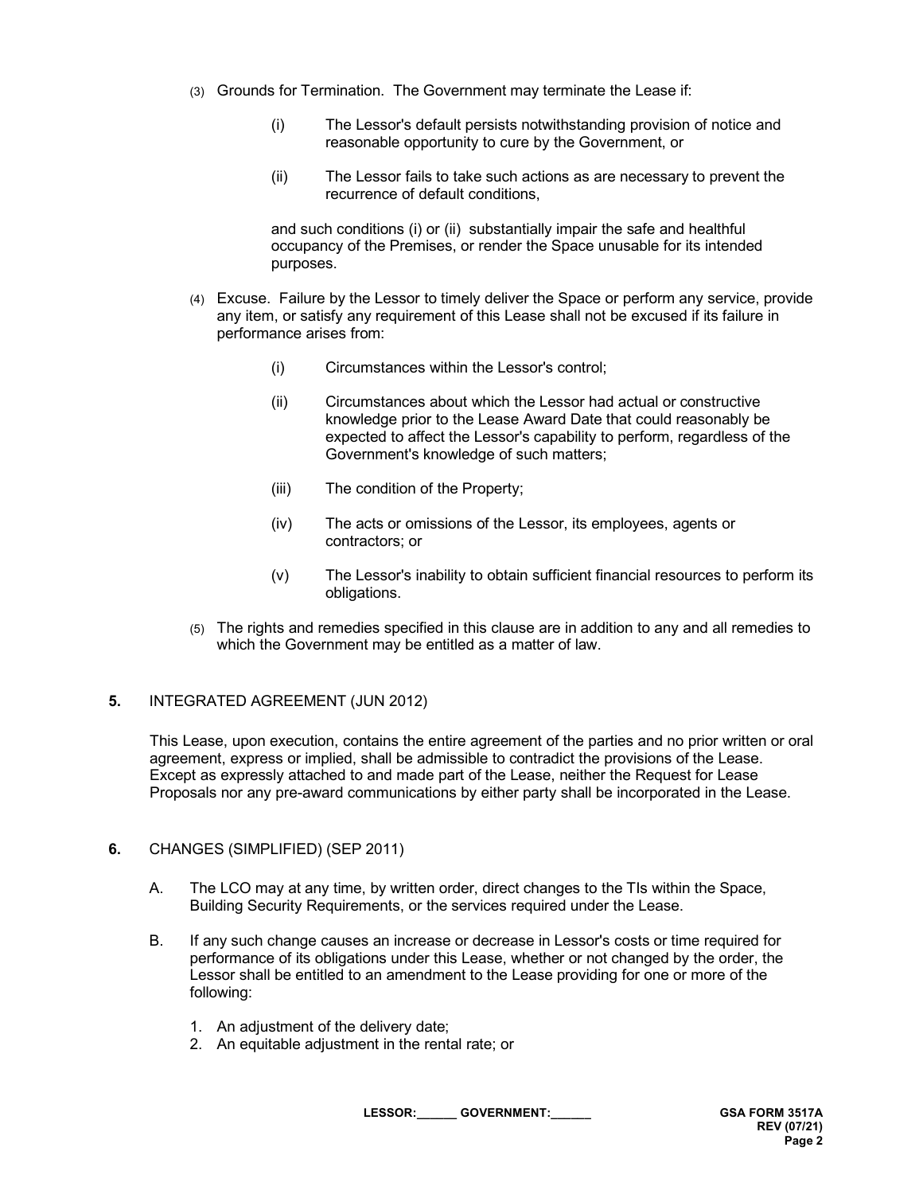(3) Grounds for Termination. The Government may terminate the Lease if:

   (i) The Lessor's default persists notwithstanding provision of notice and reasonable opportunity to cure by the Government, or

   (ii) The Lessor fails to take such actions as are necessary to prevent the recurrence of default conditions,

   and such conditions (i) or (ii) substantially impair the safe and healthful occupancy of the Premises, or render the Space unusable for its intended purposes.

(4) Excuse. Failure by the Lessor to timely deliver the Space or perform any service, provide any item, or satisfy any requirement of this Lease shall not be excused if its failure in performance arises from:

   (i) Circumstances within the Lessor's control;

   (ii) Circumstances about which the Lessor had actual or constructive knowledge prior to the Lease Award Date that could reasonably be expected to affect the Lessor's capability to perform, regardless of the Government's knowledge of such matters;

   (iii) The condition of the Property;

   (iv) The acts or omissions of the Lessor, its employees, agents or contractors; or

   (v) The Lessor's inability to obtain sufficient financial resources to perform its obligations.

(5) The rights and remedies specified in this clause are in addition to any and all remedies to which the Government may be entitled as a matter of law.

**5.** INTEGRATED AGREEMENT (JUN 2012)

This Lease, upon execution, contains the entire agreement of the parties and no prior written or oral agreement, express or implied, shall be admissible to contradict the provisions of the Lease. Except as expressly attached to and made part of the Lease, neither the Request for Lease Proposals nor any pre-award communications by either party shall be incorporated in the Lease.

**6.** CHANGES (SIMPLIFIED) (SEP 2011)

A. The LCO may at any time, by written order, direct changes to the TIs within the Space, Building Security Requirements, or the services required under the Lease.

B. If any such change causes an increase or decrease in Lessor's costs or time required for performance of its obligations under this Lease, whether or not changed by the order, the Lessor shall be entitled to an amendment to the Lease providing for one or more of the following:

1. An adjustment of the delivery date;
2. An equitable adjustment in the rental rate; or

LESSOR:______ GOVERNMENT:______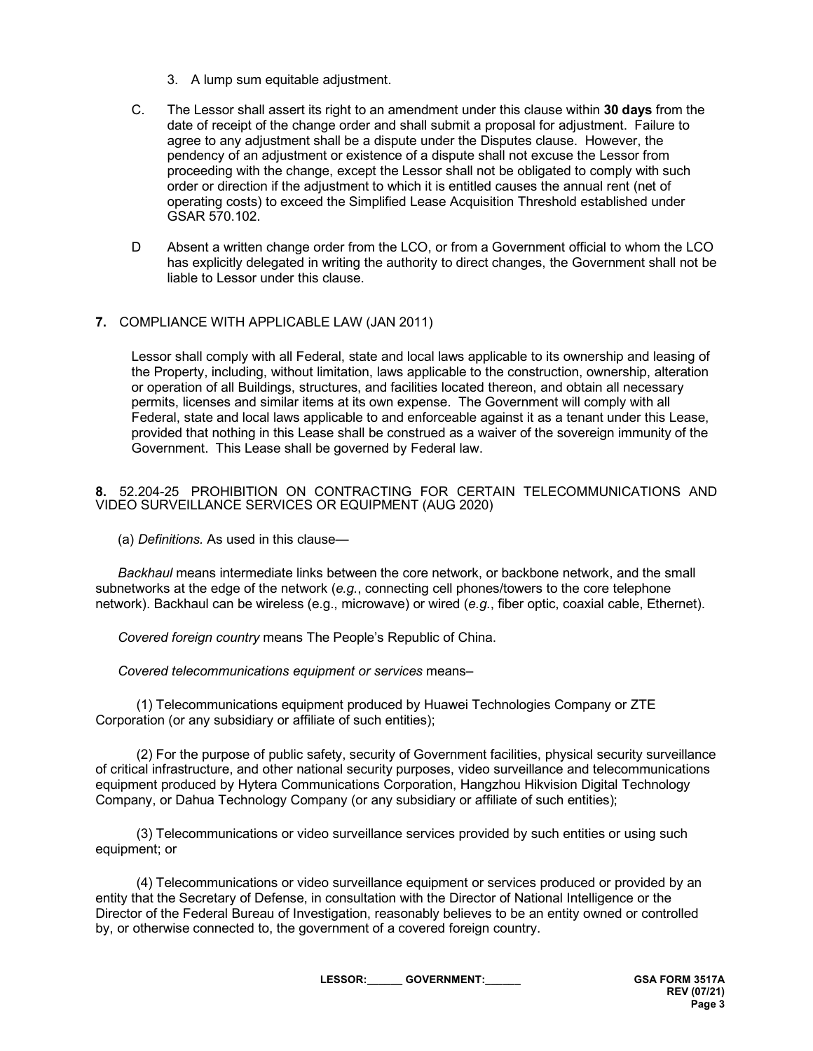3. A lump sum equitable adjustment.

C. The Lessor shall assert its right to an amendment under this clause within **30 days** from the date of receipt of the change order and shall submit a proposal for adjustment. Failure to agree to any adjustment shall be a dispute under the Disputes clause. However, the pendency of an adjustment or existence of a dispute shall not excuse the Lessor from proceeding with the change, except the Lessor shall not be obligated to comply with such order or direction if the adjustment to which it is entitled causes the annual rent (net of operating costs) to exceed the Simplified Lease Acquisition Threshold established under GSAR 570.102.

D Absent a written change order from the LCO, or from a Government official to whom the LCO has explicitly delegated in writing the authority to direct changes, the Government shall not be liable to Lessor under this clause.

**7.** COMPLIANCE WITH APPLICABLE LAW (JAN 2011)

Lessor shall comply with all Federal, state and local laws applicable to its ownership and leasing of the Property, including, without limitation, laws applicable to the construction, ownership, alteration or operation of all Buildings, structures, and facilities located thereon, and obtain all necessary permits, licenses and similar items at its own expense. The Government will comply with all Federal, state and local laws applicable to and enforceable against it as a tenant under this Lease, provided that nothing in this Lease shall be construed as a waiver of the sovereign immunity of the Government. This Lease shall be governed by Federal law.

**8.** 52.204-25 PROHIBITION ON CONTRACTING FOR CERTAIN TELECOMMUNICATIONS AND VIDEO SURVEILLANCE SERVICES OR EQUIPMENT (AUG 2020)

(a) *Definitions.* As used in this clause—

*Backhaul* means intermediate links between the core network, or backbone network, and the small subnetworks at the edge of the network (*e.g.*, connecting cell phones/towers to the core telephone network). Backhaul can be wireless (e.g., microwave) or wired (*e.g.*, fiber optic, coaxial cable, Ethernet).

*Covered foreign country* means The People's Republic of China.

*Covered telecommunications equipment or services* means–

(1) Telecommunications equipment produced by Huawei Technologies Company or ZTE Corporation (or any subsidiary or affiliate of such entities);

(2) For the purpose of public safety, security of Government facilities, physical security surveillance of critical infrastructure, and other national security purposes, video surveillance and telecommunications equipment produced by Hytera Communications Corporation, Hangzhou Hikvision Digital Technology Company, or Dahua Technology Company (or any subsidiary or affiliate of such entities);

(3) Telecommunications or video surveillance services provided by such entities or using such equipment; or

(4) Telecommunications or video surveillance equipment or services produced or provided by an entity that the Secretary of Defense, in consultation with the Director of National Intelligence or the Director of the Federal Bureau of Investigation, reasonably believes to be an entity owned or controlled by, or otherwise connected to, the government of a covered foreign country.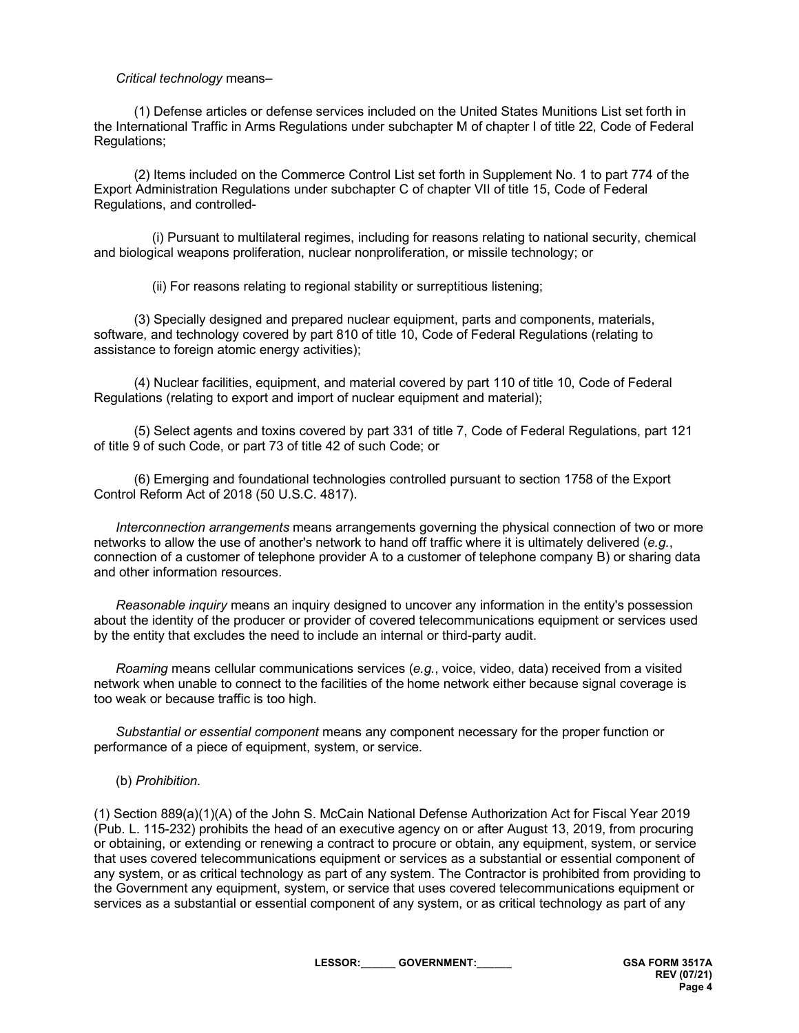*Critical technology* means–

(1) Defense articles or defense services included on the United States Munitions List set forth in the International Traffic in Arms Regulations under subchapter M of chapter I of title 22, Code of Federal Regulations;

(2) Items included on the Commerce Control List set forth in Supplement No. 1 to part 774 of the Export Administration Regulations under subchapter C of chapter VII of title 15, Code of Federal Regulations, and controlled-

(i) Pursuant to multilateral regimes, including for reasons relating to national security, chemical and biological weapons proliferation, nuclear nonproliferation, or missile technology; or

(ii) For reasons relating to regional stability or surreptitious listening;

(3) Specially designed and prepared nuclear equipment, parts and components, materials, software, and technology covered by part 810 of title 10, Code of Federal Regulations (relating to assistance to foreign atomic energy activities);

(4) Nuclear facilities, equipment, and material covered by part 110 of title 10, Code of Federal Regulations (relating to export and import of nuclear equipment and material);

(5) Select agents and toxins covered by part 331 of title 7, Code of Federal Regulations, part 121 of title 9 of such Code, or part 73 of title 42 of such Code; or

(6) Emerging and foundational technologies controlled pursuant to section 1758 of the Export Control Reform Act of 2018 (50 U.S.C. 4817).

*Interconnection arrangements* means arrangements governing the physical connection of two or more networks to allow the use of another's network to hand off traffic where it is ultimately delivered (*e.g.*, connection of a customer of telephone provider A to a customer of telephone company B) or sharing data and other information resources.

*Reasonable inquiry* means an inquiry designed to uncover any information in the entity's possession about the identity of the producer or provider of covered telecommunications equipment or services used by the entity that excludes the need to include an internal or third-party audit.

*Roaming* means cellular communications services (*e.g.*, voice, video, data) received from a visited network when unable to connect to the facilities of the home network either because signal coverage is too weak or because traffic is too high.

*Substantial or essential component* means any component necessary for the proper function or performance of a piece of equipment, system, or service.

(b) *Prohibition*.

(1) Section 889(a)(1)(A) of the John S. McCain National Defense Authorization Act for Fiscal Year 2019 (Pub. L. 115-232) prohibits the head of an executive agency on or after August 13, 2019, from procuring or obtaining, or extending or renewing a contract to procure or obtain, any equipment, system, or service that uses covered telecommunications equipment or services as a substantial or essential component of any system, or as critical technology as part of any system. The Contractor is prohibited from providing to the Government any equipment, system, or service that uses covered telecommunications equipment or services as a substantial or essential component of any system, or as critical technology as part of any

LESSOR:______ GOVERNMENT:______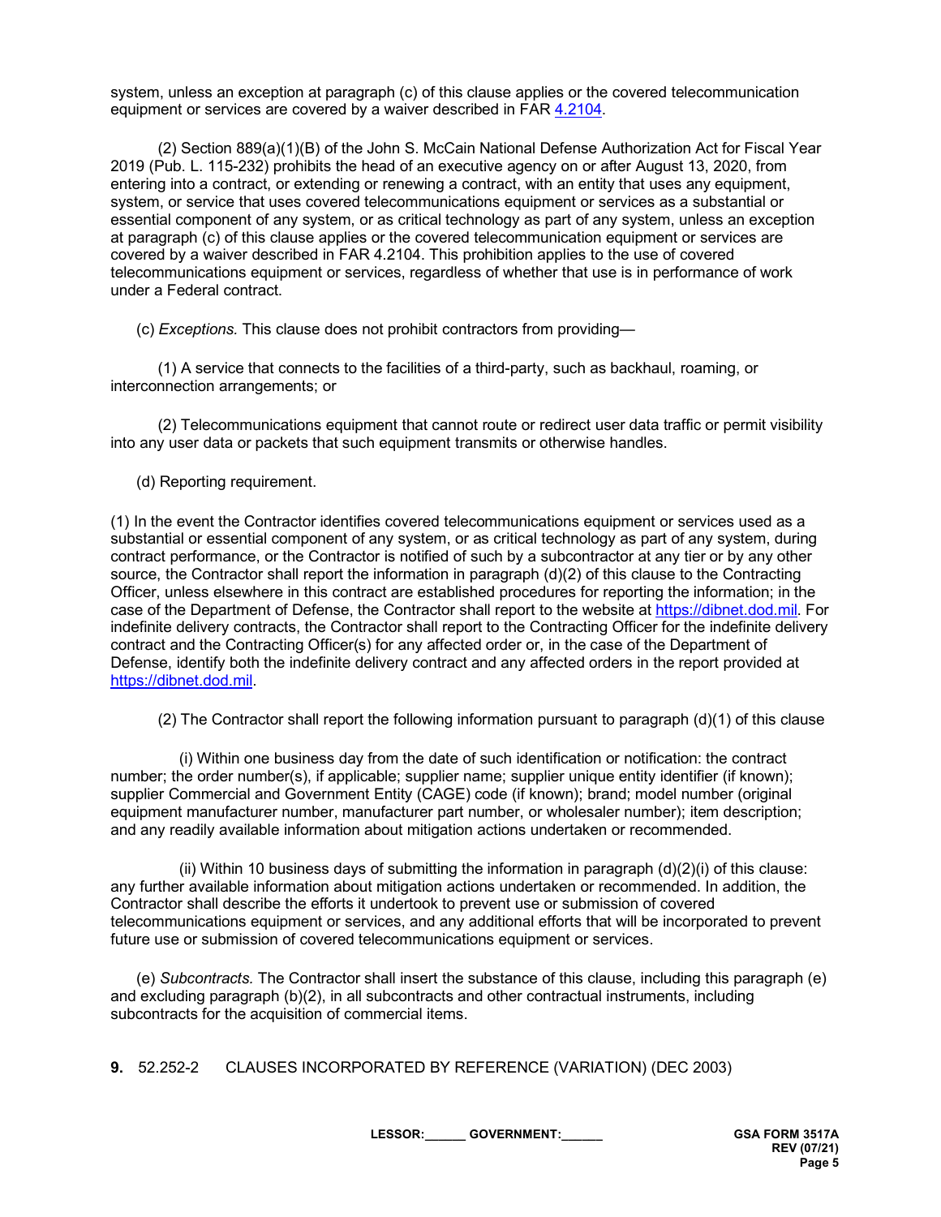system, unless an exception at paragraph (c) of this clause applies or the covered telecommunication equipment or services are covered by a waiver described in FAR 4.2104.

(2) Section 889(a)(1)(B) of the John S. McCain National Defense Authorization Act for Fiscal Year 2019 (Pub. L. 115-232) prohibits the head of an executive agency on or after August 13, 2020, from entering into a contract, or extending or renewing a contract, with an entity that uses any equipment, system, or service that uses covered telecommunications equipment or services as a substantial or essential component of any system, or as critical technology as part of any system, unless an exception at paragraph (c) of this clause applies or the covered telecommunication equipment or services are covered by a waiver described in FAR 4.2104. This prohibition applies to the use of covered telecommunications equipment or services, regardless of whether that use is in performance of work under a Federal contract.

(c) *Exceptions.* This clause does not prohibit contractors from providing—

(1) A service that connects to the facilities of a third-party, such as backhaul, roaming, or interconnection arrangements; or

(2) Telecommunications equipment that cannot route or redirect user data traffic or permit visibility into any user data or packets that such equipment transmits or otherwise handles.

(d) Reporting requirement.

(1) In the event the Contractor identifies covered telecommunications equipment or services used as a substantial or essential component of any system, or as critical technology as part of any system, during contract performance, or the Contractor is notified of such by a subcontractor at any tier or by any other source, the Contractor shall report the information in paragraph (d)(2) of this clause to the Contracting Officer, unless elsewhere in this contract are established procedures for reporting the information; in the case of the Department of Defense, the Contractor shall report to the website at https://dibnet.dod.mil. For indefinite delivery contracts, the Contractor shall report to the Contracting Officer for the indefinite delivery contract and the Contracting Officer(s) for any affected order or, in the case of the Department of Defense, identify both the indefinite delivery contract and any affected orders in the report provided at https://dibnet.dod.mil.

(2) The Contractor shall report the following information pursuant to paragraph (d)(1) of this clause

(i) Within one business day from the date of such identification or notification: the contract number; the order number(s), if applicable; supplier name; supplier unique entity identifier (if known); supplier Commercial and Government Entity (CAGE) code (if known); brand; model number (original equipment manufacturer number, manufacturer part number, or wholesaler number); item description; and any readily available information about mitigation actions undertaken or recommended.

(ii) Within 10 business days of submitting the information in paragraph (d)(2)(i) of this clause: any further available information about mitigation actions undertaken or recommended. In addition, the Contractor shall describe the efforts it undertook to prevent use or submission of covered telecommunications equipment or services, and any additional efforts that will be incorporated to prevent future use or submission of covered telecommunications equipment or services.

(e) *Subcontracts.* The Contractor shall insert the substance of this clause, including this paragraph (e) and excluding paragraph (b)(2), in all subcontracts and other contractual instruments, including subcontracts for the acquisition of commercial items.

**9.** 52.252-2 CLAUSES INCORPORATED BY REFERENCE (VARIATION) (DEC 2003)

LESSOR:______ GOVERNMENT:______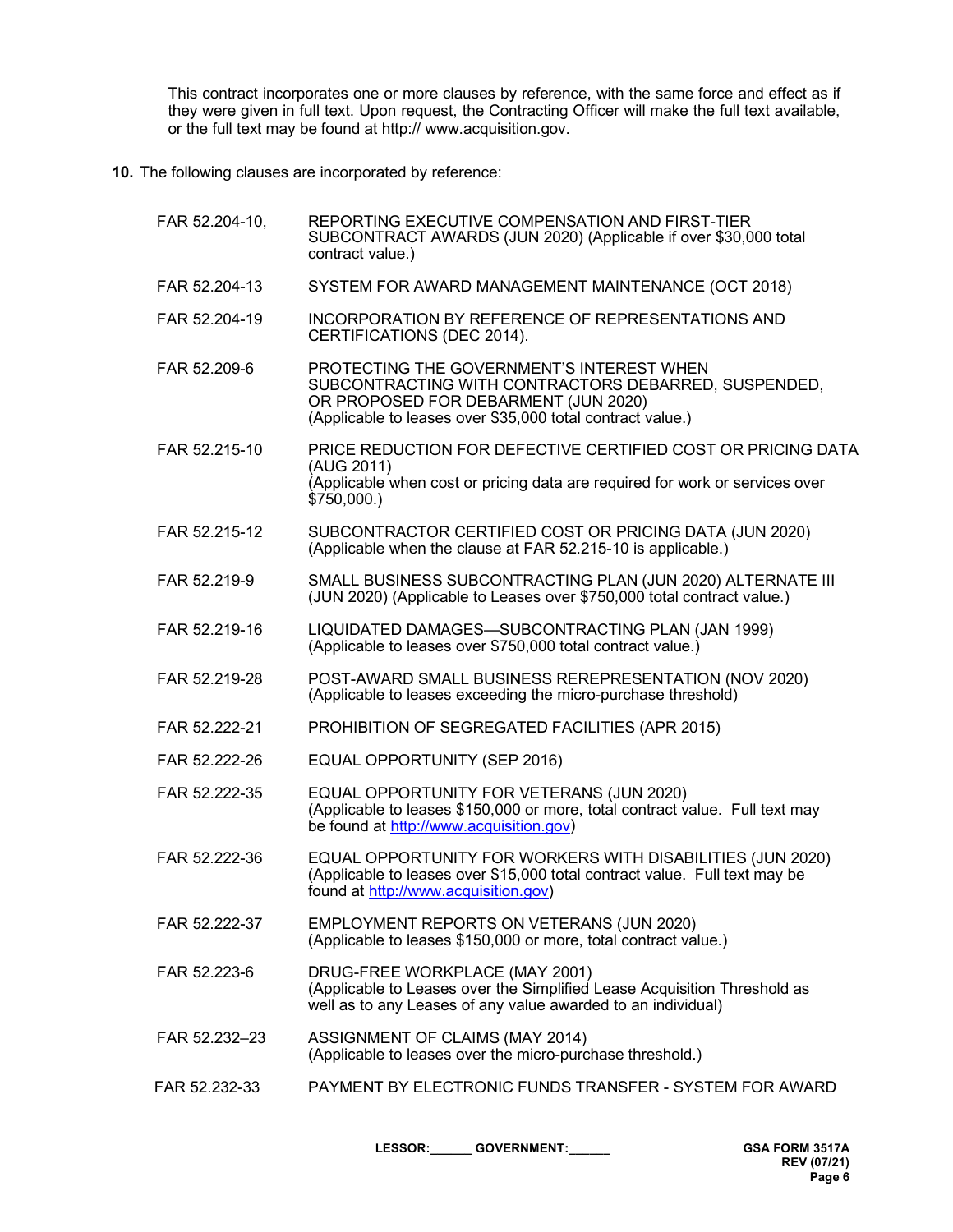This contract incorporates one or more clauses by reference, with the same force and effect as if they were given in full text. Upon request, the Contracting Officer will make the full text available, or the full text may be found at http:// www.acquisition.gov.

**10.** The following clauses are incorporated by reference:

| | |
|---|---|
| FAR 52.204-10, | REPORTING EXECUTIVE COMPENSATION AND FIRST-TIER SUBCONTRACT AWARDS (JUN 2020) (Applicable if over $30,000 total contract value.) |
| FAR 52.204-13 | SYSTEM FOR AWARD MANAGEMENT MAINTENANCE (OCT 2018) |
| FAR 52.204-19 | INCORPORATION BY REFERENCE OF REPRESENTATIONS AND CERTIFICATIONS (DEC 2014). |
| FAR 52.209-6 | PROTECTING THE GOVERNMENT'S INTEREST WHEN SUBCONTRACTING WITH CONTRACTORS DEBARRED, SUSPENDED, OR PROPOSED FOR DEBARMENT (JUN 2020) (Applicable to leases over $35,000 total contract value.) |
| FAR 52.215-10 | PRICE REDUCTION FOR DEFECTIVE CERTIFIED COST OR PRICING DATA (AUG 2011) (Applicable when cost or pricing data are required for work or services over $750,000.) |
| FAR 52.215-12 | SUBCONTRACTOR CERTIFIED COST OR PRICING DATA (JUN 2020) (Applicable when the clause at FAR 52.215-10 is applicable.) |
| FAR 52.219-9 | SMALL BUSINESS SUBCONTRACTING PLAN (JUN 2020) ALTERNATE III (JUN 2020) (Applicable to Leases over $750,000 total contract value.) |
| FAR 52.219-16 | LIQUIDATED DAMAGES—SUBCONTRACTING PLAN (JAN 1999) (Applicable to leases over $750,000 total contract value.) |
| FAR 52.219-28 | POST-AWARD SMALL BUSINESS REREPRESENTATION (NOV 2020) (Applicable to leases exceeding the micro-purchase threshold) |
| FAR 52.222-21 | PROHIBITION OF SEGREGATED FACILITIES (APR 2015) |
| FAR 52.222-26 | EQUAL OPPORTUNITY (SEP 2016) |
| FAR 52.222-35 | EQUAL OPPORTUNITY FOR VETERANS (JUN 2020) (Applicable to leases $150,000 or more, total contract value. Full text may be found at http://www.acquisition.gov) |
| FAR 52.222-36 | EQUAL OPPORTUNITY FOR WORKERS WITH DISABILITIES (JUN 2020) (Applicable to leases over $15,000 total contract value. Full text may be found at http://www.acquisition.gov) |
| FAR 52.222-37 | EMPLOYMENT REPORTS ON VETERANS (JUN 2020) (Applicable to leases $150,000 or more, total contract value.) |
| FAR 52.223-6 | DRUG-FREE WORKPLACE (MAY 2001) (Applicable to Leases over the Simplified Lease Acquisition Threshold as well as to any Leases of any value awarded to an individual) |
| FAR 52.232–23 | ASSIGNMENT OF CLAIMS (MAY 2014) (Applicable to leases over the micro-purchase threshold.) |
| FAR 52.232-33 | PAYMENT BY ELECTRONIC FUNDS TRANSFER - SYSTEM FOR AWARD |

LESSOR:______ GOVERNMENT:______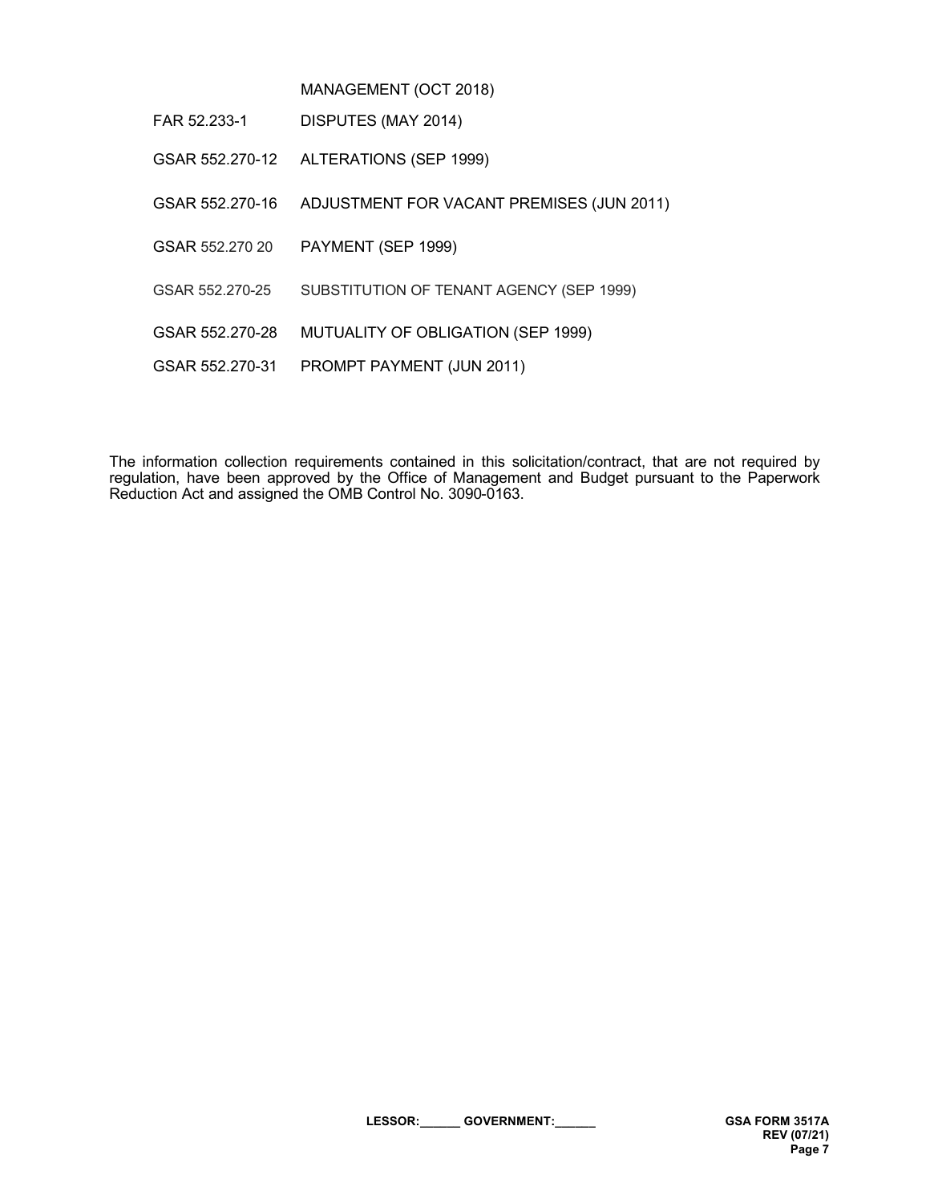MANAGEMENT (OCT 2018)

| | |
|---|---|
| FAR 52.233-1 | DISPUTES (MAY 2014) |
| GSAR 552.270-12 | ALTERATIONS (SEP 1999) |
| GSAR 552.270-16 | ADJUSTMENT FOR VACANT PREMISES (JUN 2011) |
| GSAR 552.270 20 | PAYMENT (SEP 1999) |
| GSAR 552.270-25 | SUBSTITUTION OF TENANT AGENCY (SEP 1999) |
| GSAR 552.270-28 | MUTUALITY OF OBLIGATION (SEP 1999) |
| GSAR 552.270-31 | PROMPT PAYMENT (JUN 2011) |

The information collection requirements contained in this solicitation/contract, that are not required by regulation, have been approved by the Office of Management and Budget pursuant to the Paperwork Reduction Act and assigned the OMB Control No. 3090-0163.

LESSOR:______ GOVERNMENT:______